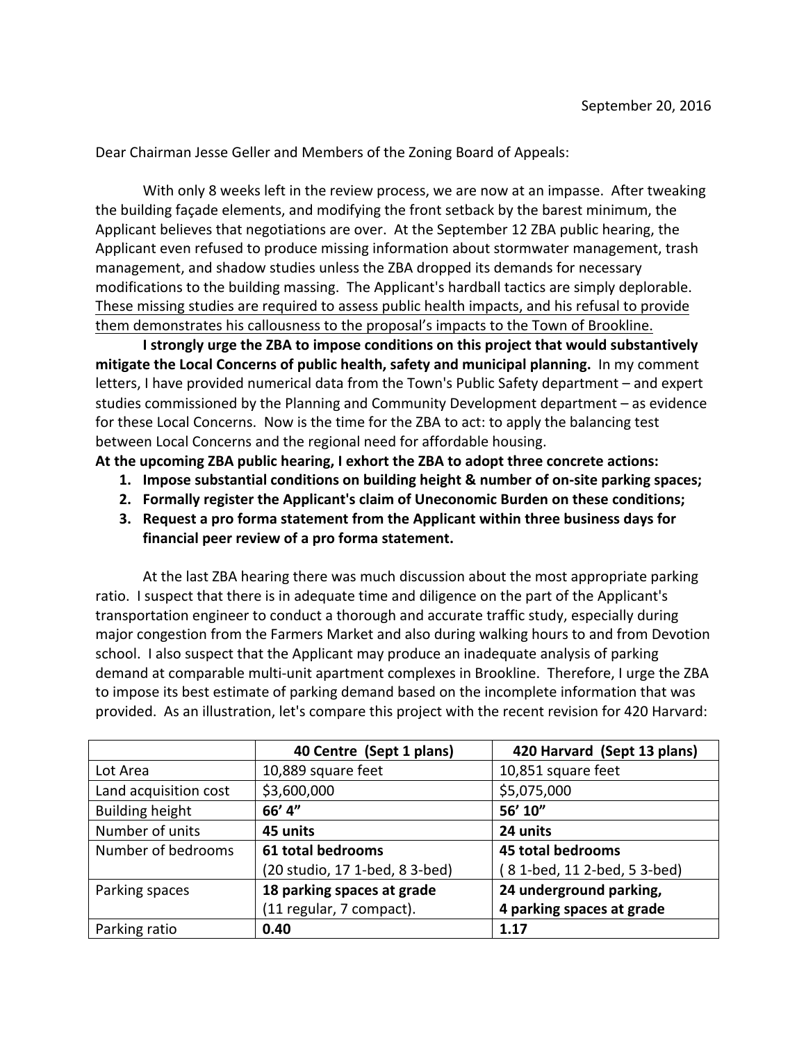September 20, 2016

Dear Chairman Jesse Geller and Members of the Zoning Board of Appeals:

With only 8 weeks left in the review process, we are now at an impasse. After tweaking the building façade elements, and modifying the front setback by the barest minimum, the Applicant believes that negotiations are over. At the September 12 ZBA public hearing, the Applicant even refused to produce missing information about stormwater management, trash management, and shadow studies unless the ZBA dropped its demands for necessary modifications to the building massing. The Applicant's hardball tactics are simply deplorable. <u>These missing studies are required to assess public health impacts, and his refusal to provide them demonstrates his callousness to the proposal's impacts to the Town of Brookline.</u>

**I strongly urge the ZBA to impose conditions on this project that would substantively mitigate the Local Concerns of public health, safety and municipal planning.** In my comment letters, I have provided numerical data from the Town's Public Safety department – and expert studies commissioned by the Planning and Community Development department – as evidence for these Local Concerns. Now is the time for the ZBA to act: to apply the balancing test between Local Concerns and the regional need for affordable housing.

**At the upcoming ZBA public hearing, I exhort the ZBA to adopt three concrete actions:**

1. **Impose substantial conditions on building height & number of on-site parking spaces;**
2. **Formally register the Applicant's claim of Uneconomic Burden on these conditions;**
3. **Request a pro forma statement from the Applicant within three business days for financial peer review of a pro forma statement.**

At the last ZBA hearing there was much discussion about the most appropriate parking ratio. I suspect that there is in adequate time and diligence on the part of the Applicant's transportation engineer to conduct a thorough and accurate traffic study, especially during major congestion from the Farmers Market and also during walking hours to and from Devotion school. I also suspect that the Applicant may produce an inadequate analysis of parking demand at comparable multi-unit apartment complexes in Brookline. Therefore, I urge the ZBA to impose its best estimate of parking demand based on the incomplete information that was provided. As an illustration, let's compare this project with the recent revision for 420 Harvard:

| | **40 Centre (Sept 1 plans)** | **420 Harvard (Sept 13 plans)** |
|---|---|---|
| Lot Area | 10,889 square feet | 10,851 square feet |
| Land acquisition cost | $3,600,000 | $5,075,000 |
| Building height | **66' 4"** | **56' 10"** |
| Number of units | **45 units** | **24 units** |
| Number of bedrooms | **61 total bedrooms** (20 studio, 17 1-bed, 8 3-bed) | **45 total bedrooms** ( 8 1-bed, 11 2-bed, 5 3-bed) |
| Parking spaces | **18 parking spaces at grade** (11 regular, 7 compact). | **24 underground parking, 4 parking spaces at grade** |
| Parking ratio | **0.40** | **1.17** |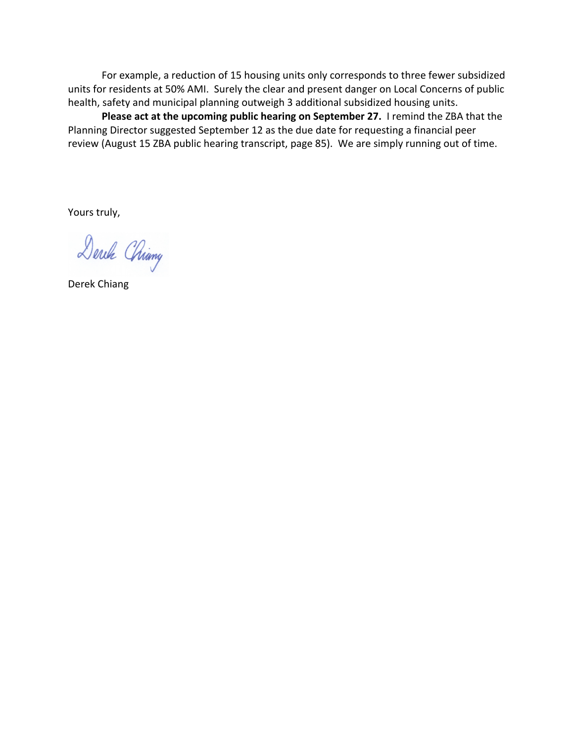For example, a reduction of 15 housing units only corresponds to three fewer subsidized units for residents at 50% AMI. Surely the clear and present danger on Local Concerns of public health, safety and municipal planning outweigh 3 additional subsidized housing units.

**Please act at the upcoming public hearing on September 27.** I remind the ZBA that the Planning Director suggested September 12 as the due date for requesting a financial peer review (August 15 ZBA public hearing transcript, page 85). We are simply running out of time.

Yours truly,

Derek Chiang

Derek Chiang